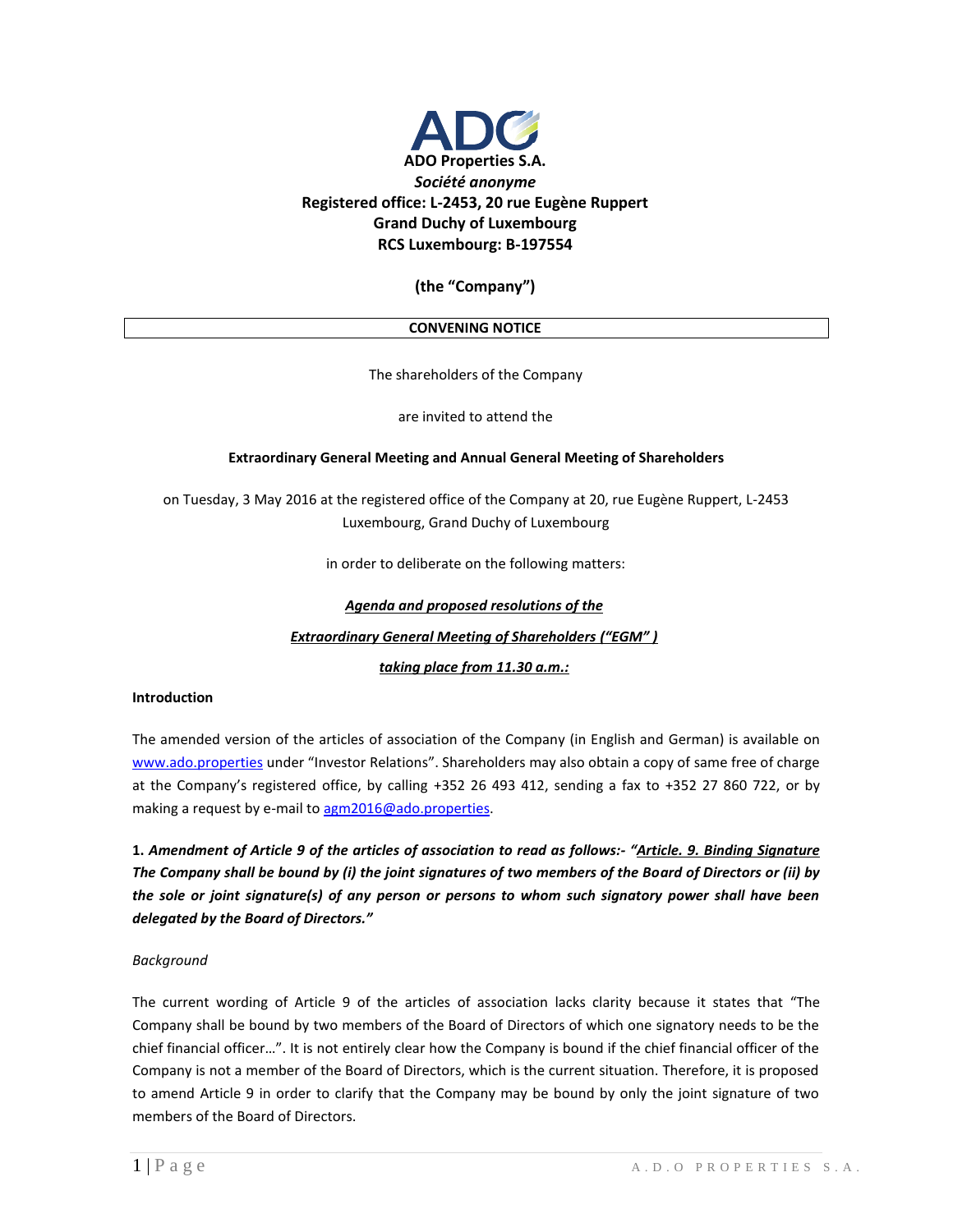**ADO Properties S.A.**

***Société anonyme***

**Registered office: L-2453, 20 rue Eugène Ruppert**

**Grand Duchy of Luxembourg**

**RCS Luxembourg: B-197554**

**(the "Company")**

**CONVENING NOTICE**

The shareholders of the Company

are invited to attend the

**Extraordinary General Meeting and Annual General Meeting of Shareholders**

on Tuesday, 3 May 2016 at the registered office of the Company at 20, rue Eugène Ruppert, L-2453 Luxembourg, Grand Duchy of Luxembourg

in order to deliberate on the following matters:

***Agenda and proposed resolutions of the***

***Extraordinary General Meeting of Shareholders ("EGM" )***

***taking place from 11.30 a.m.:***

**Introduction**

The amended version of the articles of association of the Company (in English and German) is available on www.ado.properties under "Investor Relations". Shareholders may also obtain a copy of same free of charge at the Company's registered office, by calling +352 26 493 412, sending a fax to +352 27 860 722, or by making a request by e-mail to agm2016@ado.properties.

**1.** ***Amendment of Article 9 of the articles of association to read as follows:- "Article. 9. Binding Signature The Company shall be bound by (i) the joint signatures of two members of the Board of Directors or (ii) by the sole or joint signature(s) of any person or persons to whom such signatory power shall have been delegated by the Board of Directors."***

*Background*

The current wording of Article 9 of the articles of association lacks clarity because it states that "The Company shall be bound by two members of the Board of Directors of which one signatory needs to be the chief financial officer…". It is not entirely clear how the Company is bound if the chief financial officer of the Company is not a member of the Board of Directors, which is the current situation. Therefore, it is proposed to amend Article 9 in order to clarify that the Company may be bound by only the joint signature of two members of the Board of Directors.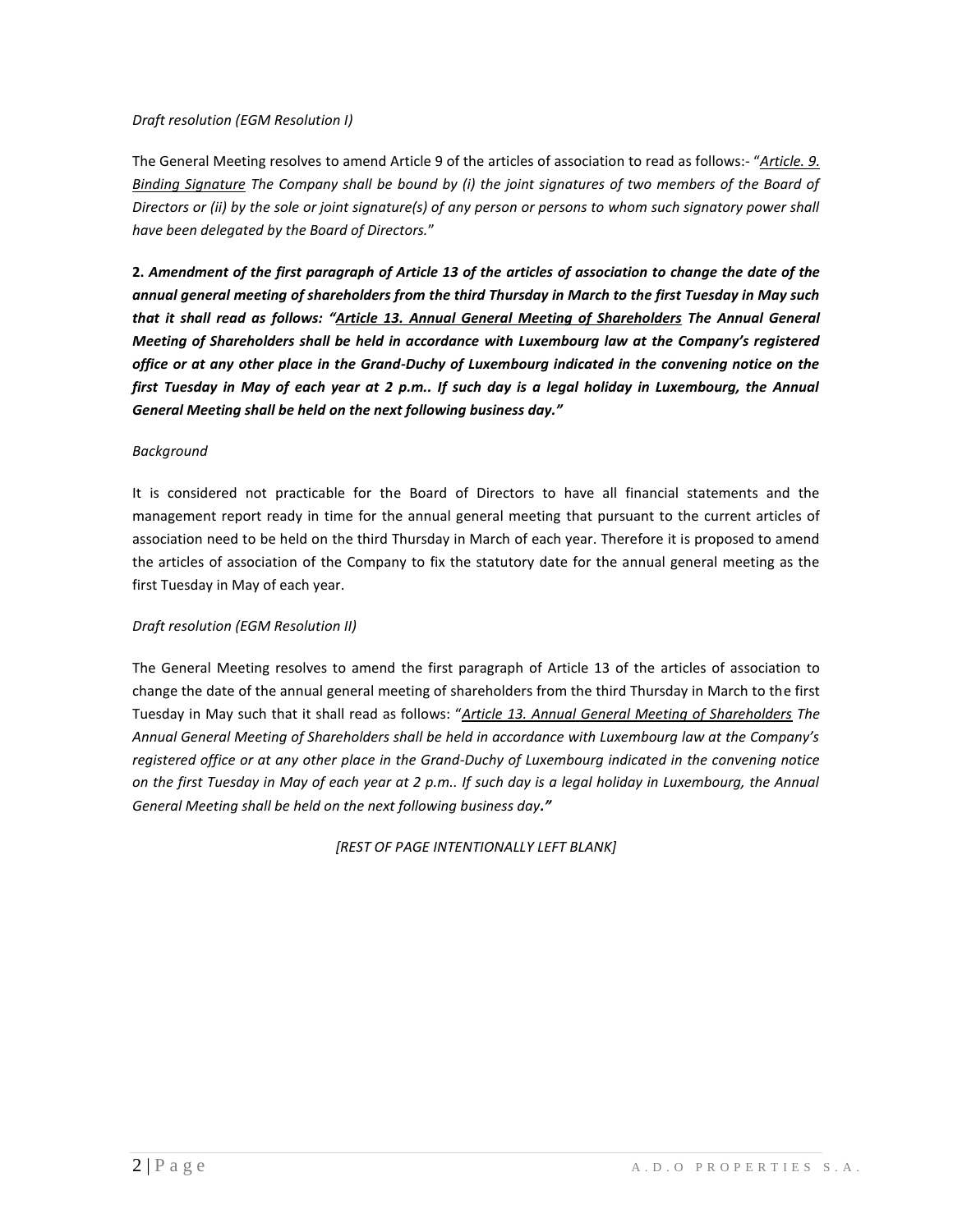*Draft resolution (EGM Resolution I)*

The General Meeting resolves to amend Article 9 of the articles of association to read as follows:- "*<u>Article. 9. Binding Signature</u> The Company shall be bound by (i) the joint signatures of two members of the Board of Directors or (ii) by the sole or joint signature(s) of any person or persons to whom such signatory power shall have been delegated by the Board of Directors.*"

**2.** ***Amendment of the first paragraph of Article 13 of the articles of association to change the date of the annual general meeting of shareholders from the third Thursday in March to the first Tuesday in May such that it shall read as follows: "<u>Article 13. Annual General Meeting of Shareholders</u> The Annual General Meeting of Shareholders shall be held in accordance with Luxembourg law at the Company's registered office or at any other place in the Grand-Duchy of Luxembourg indicated in the convening notice on the first Tuesday in May of each year at 2 p.m.. If such day is a legal holiday in Luxembourg, the Annual General Meeting shall be held on the next following business day."***

*Background*

It is considered not practicable for the Board of Directors to have all financial statements and the management report ready in time for the annual general meeting that pursuant to the current articles of association need to be held on the third Thursday in March of each year. Therefore it is proposed to amend the articles of association of the Company to fix the statutory date for the annual general meeting as the first Tuesday in May of each year.

*Draft resolution (EGM Resolution II)*

The General Meeting resolves to amend the first paragraph of Article 13 of the articles of association to change the date of the annual general meeting of shareholders from the third Thursday in March to the first Tuesday in May such that it shall read as follows: "*<u>Article 13. Annual General Meeting of Shareholders</u> The Annual General Meeting of Shareholders shall be held in accordance with Luxembourg law at the Company's registered office or at any other place in the Grand-Duchy of Luxembourg indicated in the convening notice on the first Tuesday in May of each year at 2 p.m.. If such day is a legal holiday in Luxembourg, the Annual General Meeting shall be held on the next following business day*.**"**

*[REST OF PAGE INTENTIONALLY LEFT BLANK]*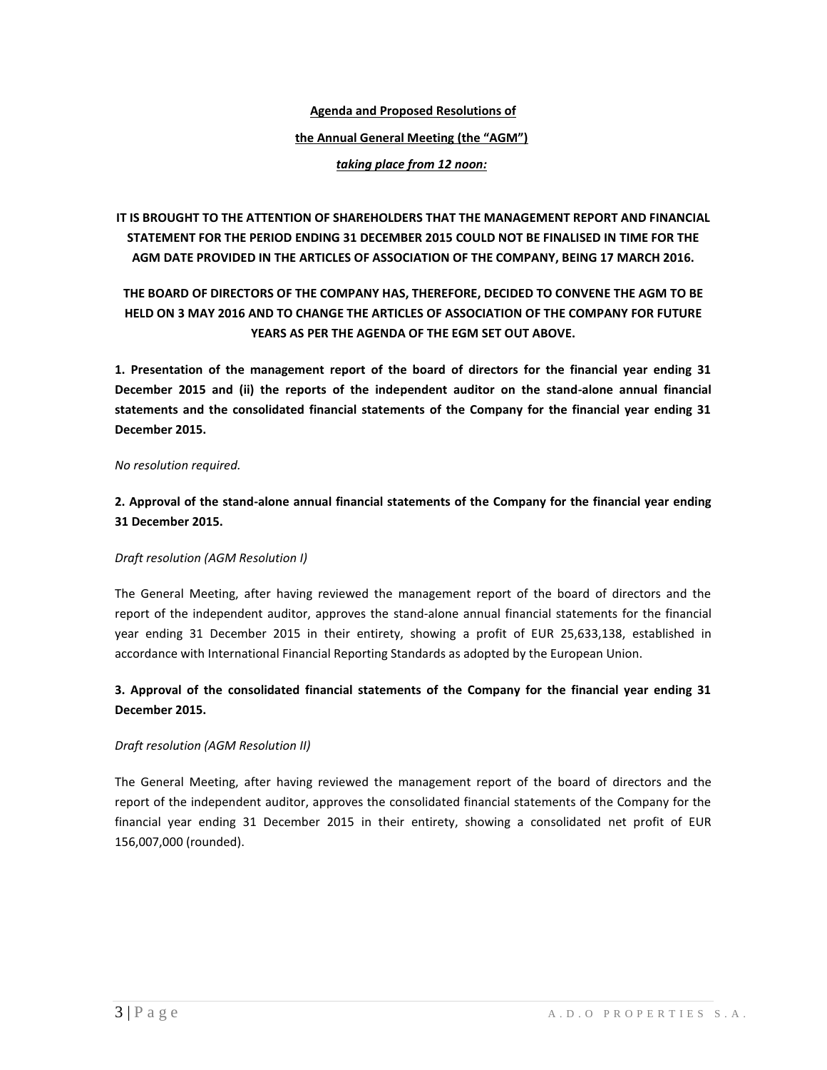**<u>Agenda and Proposed Resolutions of</u>**

**<u>the Annual General Meeting (the "AGM")</u>**

***<u>taking place from 12 noon:</u>***

**IT IS BROUGHT TO THE ATTENTION OF SHAREHOLDERS THAT THE MANAGEMENT REPORT AND FINANCIAL STATEMENT FOR THE PERIOD ENDING 31 DECEMBER 2015 COULD NOT BE FINALISED IN TIME FOR THE AGM DATE PROVIDED IN THE ARTICLES OF ASSOCIATION OF THE COMPANY, BEING 17 MARCH 2016.**

**THE BOARD OF DIRECTORS OF THE COMPANY HAS, THEREFORE, DECIDED TO CONVENE THE AGM TO BE HELD ON 3 MAY 2016 AND TO CHANGE THE ARTICLES OF ASSOCIATION OF THE COMPANY FOR FUTURE YEARS AS PER THE AGENDA OF THE EGM SET OUT ABOVE.**

**1. Presentation of the management report of the board of directors for the financial year ending 31 December 2015 and (ii) the reports of the independent auditor on the stand-alone annual financial statements and the consolidated financial statements of the Company for the financial year ending 31 December 2015.**

*No resolution required.*

**2. Approval of the stand-alone annual financial statements of the Company for the financial year ending 31 December 2015.**

*Draft resolution (AGM Resolution I)*

The General Meeting, after having reviewed the management report of the board of directors and the report of the independent auditor, approves the stand-alone annual financial statements for the financial year ending 31 December 2015 in their entirety, showing a profit of EUR 25,633,138, established in accordance with International Financial Reporting Standards as adopted by the European Union.

**3. Approval of the consolidated financial statements of the Company for the financial year ending 31 December 2015.**

*Draft resolution (AGM Resolution II)*

The General Meeting, after having reviewed the management report of the board of directors and the report of the independent auditor, approves the consolidated financial statements of the Company for the financial year ending 31 December 2015 in their entirety, showing a consolidated net profit of EUR 156,007,000 (rounded).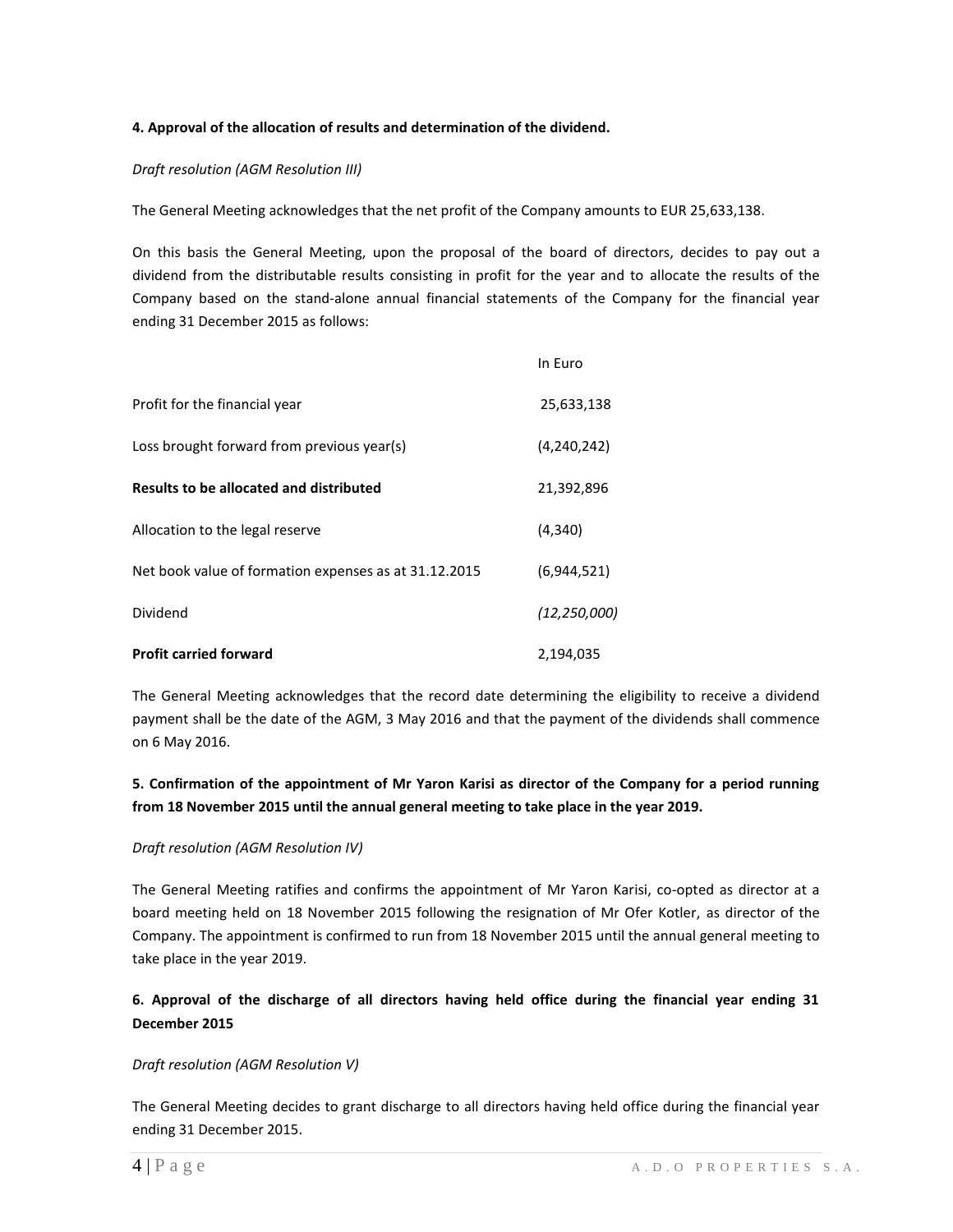**4. Approval of the allocation of results and determination of the dividend.**

*Draft resolution (AGM Resolution III)*

The General Meeting acknowledges that the net profit of the Company amounts to EUR 25,633,138.

On this basis the General Meeting, upon the proposal of the board of directors, decides to pay out a dividend from the distributable results consisting in profit for the year and to allocate the results of the Company based on the stand-alone annual financial statements of the Company for the financial year ending 31 December 2015 as follows:

| | In Euro |
|---|---|
| Profit for the financial year | 25,633,138 |
| Loss brought forward from previous year(s) | (4,240,242) |
| **Results to be allocated and distributed** | 21,392,896 |
| Allocation to the legal reserve | (4,340) |
| Net book value of formation expenses as at 31.12.2015 | (6,944,521) |
| Dividend | *(12,250,000)* |
| **Profit carried forward** | 2,194,035 |

The General Meeting acknowledges that the record date determining the eligibility to receive a dividend payment shall be the date of the AGM, 3 May 2016 and that the payment of the dividends shall commence on 6 May 2016.

**5. Confirmation of the appointment of Mr Yaron Karisi as director of the Company for a period running from 18 November 2015 until the annual general meeting to take place in the year 2019.**

*Draft resolution (AGM Resolution IV)*

The General Meeting ratifies and confirms the appointment of Mr Yaron Karisi, co-opted as director at a board meeting held on 18 November 2015 following the resignation of Mr Ofer Kotler, as director of the Company. The appointment is confirmed to run from 18 November 2015 until the annual general meeting to take place in the year 2019.

**6. Approval of the discharge of all directors having held office during the financial year ending 31 December 2015**

*Draft resolution (AGM Resolution V)*

The General Meeting decides to grant discharge to all directors having held office during the financial year ending 31 December 2015.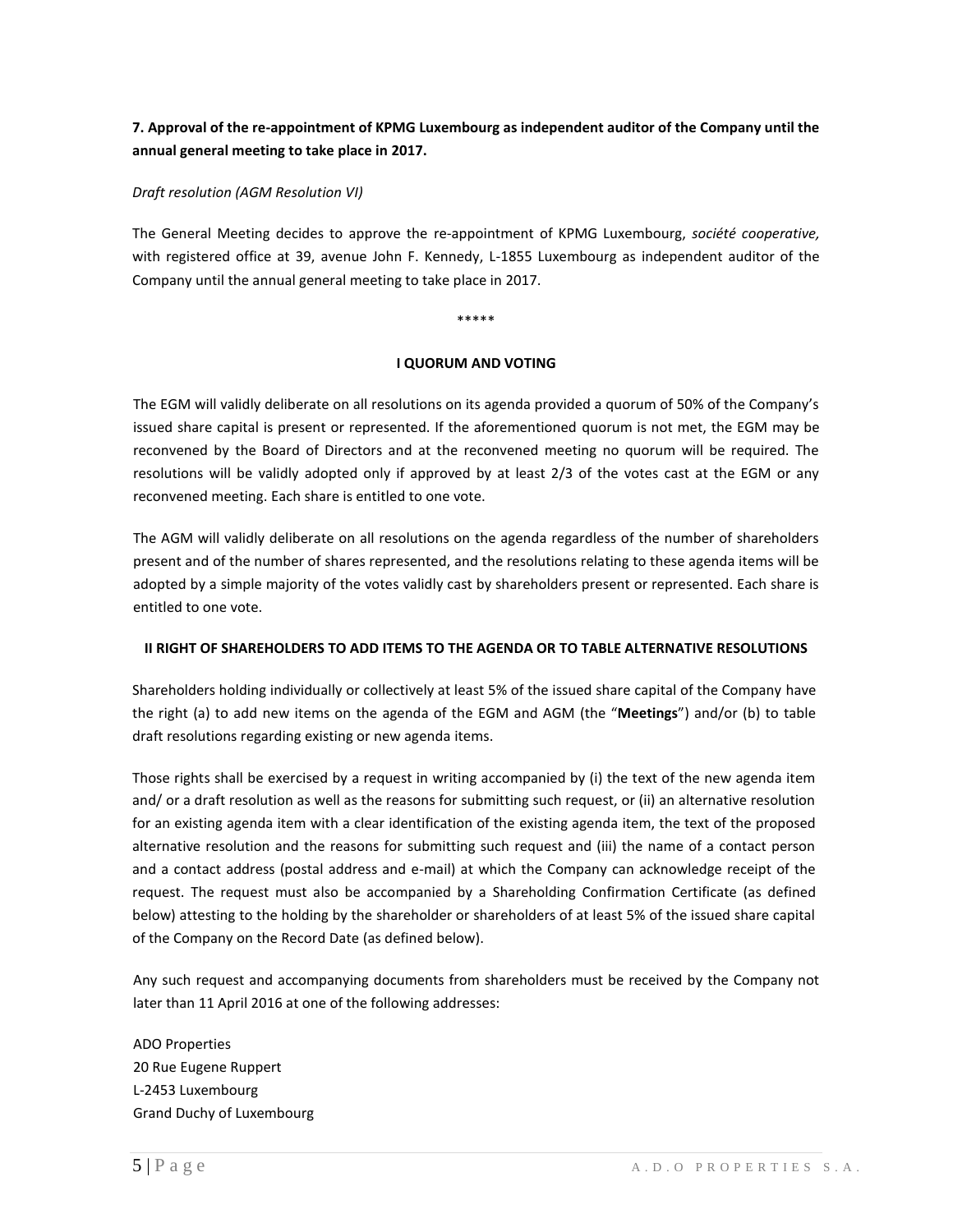**7. Approval of the re-appointment of KPMG Luxembourg as independent auditor of the Company until the annual general meeting to take place in 2017.**

*Draft resolution (AGM Resolution VI)*

The General Meeting decides to approve the re-appointment of KPMG Luxembourg, *société cooperative,* with registered office at 39, avenue John F. Kennedy, L-1855 Luxembourg as independent auditor of the Company until the annual general meeting to take place in 2017.

*****

**I QUORUM AND VOTING**

The EGM will validly deliberate on all resolutions on its agenda provided a quorum of 50% of the Company's issued share capital is present or represented. If the aforementioned quorum is not met, the EGM may be reconvened by the Board of Directors and at the reconvened meeting no quorum will be required. The resolutions will be validly adopted only if approved by at least 2/3 of the votes cast at the EGM or any reconvened meeting. Each share is entitled to one vote.

The AGM will validly deliberate on all resolutions on the agenda regardless of the number of shareholders present and of the number of shares represented, and the resolutions relating to these agenda items will be adopted by a simple majority of the votes validly cast by shareholders present or represented. Each share is entitled to one vote.

**II RIGHT OF SHAREHOLDERS TO ADD ITEMS TO THE AGENDA OR TO TABLE ALTERNATIVE RESOLUTIONS**

Shareholders holding individually or collectively at least 5% of the issued share capital of the Company have the right (a) to add new items on the agenda of the EGM and AGM (the "**Meetings**") and/or (b) to table draft resolutions regarding existing or new agenda items.

Those rights shall be exercised by a request in writing accompanied by (i) the text of the new agenda item and/ or a draft resolution as well as the reasons for submitting such request, or (ii) an alternative resolution for an existing agenda item with a clear identification of the existing agenda item, the text of the proposed alternative resolution and the reasons for submitting such request and (iii) the name of a contact person and a contact address (postal address and e-mail) at which the Company can acknowledge receipt of the request. The request must also be accompanied by a Shareholding Confirmation Certificate (as defined below) attesting to the holding by the shareholder or shareholders of at least 5% of the issued share capital of the Company on the Record Date (as defined below).

Any such request and accompanying documents from shareholders must be received by the Company not later than 11 April 2016 at one of the following addresses:

ADO Properties
20 Rue Eugene Ruppert
L-2453 Luxembourg
Grand Duchy of Luxembourg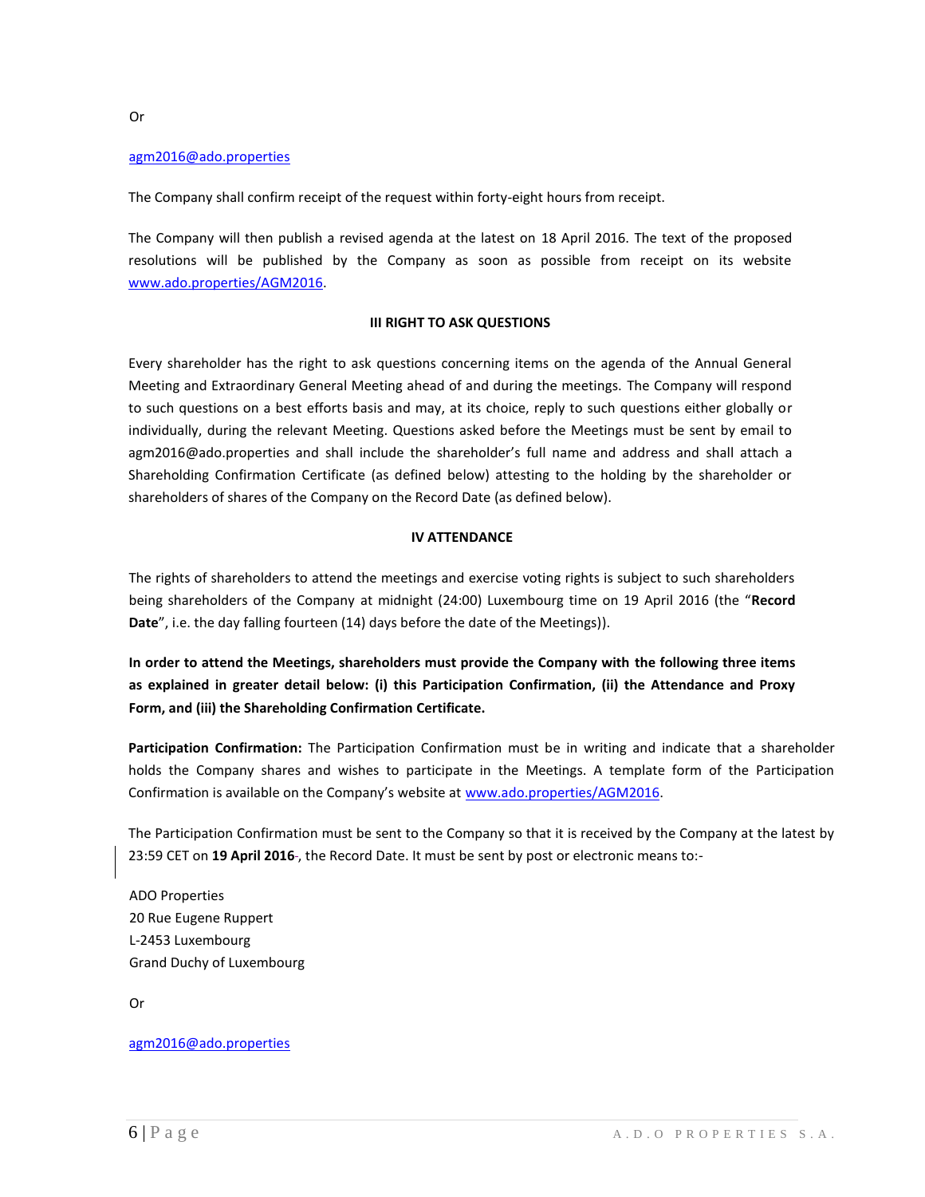Or

agm2016@ado.properties

The Company shall confirm receipt of the request within forty-eight hours from receipt.

The Company will then publish a revised agenda at the latest on 18 April 2016. The text of the proposed resolutions will be published by the Company as soon as possible from receipt on its website www.ado.properties/AGM2016.

## III RIGHT TO ASK QUESTIONS

Every shareholder has the right to ask questions concerning items on the agenda of the Annual General Meeting and Extraordinary General Meeting ahead of and during the meetings. The Company will respond to such questions on a best efforts basis and may, at its choice, reply to such questions either globally or individually, during the relevant Meeting. Questions asked before the Meetings must be sent by email to agm2016@ado.properties and shall include the shareholder's full name and address and shall attach a Shareholding Confirmation Certificate (as defined below) attesting to the holding by the shareholder or shareholders of shares of the Company on the Record Date (as defined below).

## IV ATTENDANCE

The rights of shareholders to attend the meetings and exercise voting rights is subject to such shareholders being shareholders of the Company at midnight (24:00) Luxembourg time on 19 April 2016 (the "**Record Date**", i.e. the day falling fourteen (14) days before the date of the Meetings)).

**In order to attend the Meetings, shareholders must provide the Company with the following three items as explained in greater detail below: (i) this Participation Confirmation, (ii) the Attendance and Proxy Form, and (iii) the Shareholding Confirmation Certificate.**

**Participation Confirmation:** The Participation Confirmation must be in writing and indicate that a shareholder holds the Company shares and wishes to participate in the Meetings. A template form of the Participation Confirmation is available on the Company's website at www.ado.properties/AGM2016.

The Participation Confirmation must be sent to the Company so that it is received by the Company at the latest by 23:59 CET on **19 April 2016**, the Record Date. It must be sent by post or electronic means to:-

ADO Properties
20 Rue Eugene Ruppert
L-2453 Luxembourg
Grand Duchy of Luxembourg

Or

agm2016@ado.properties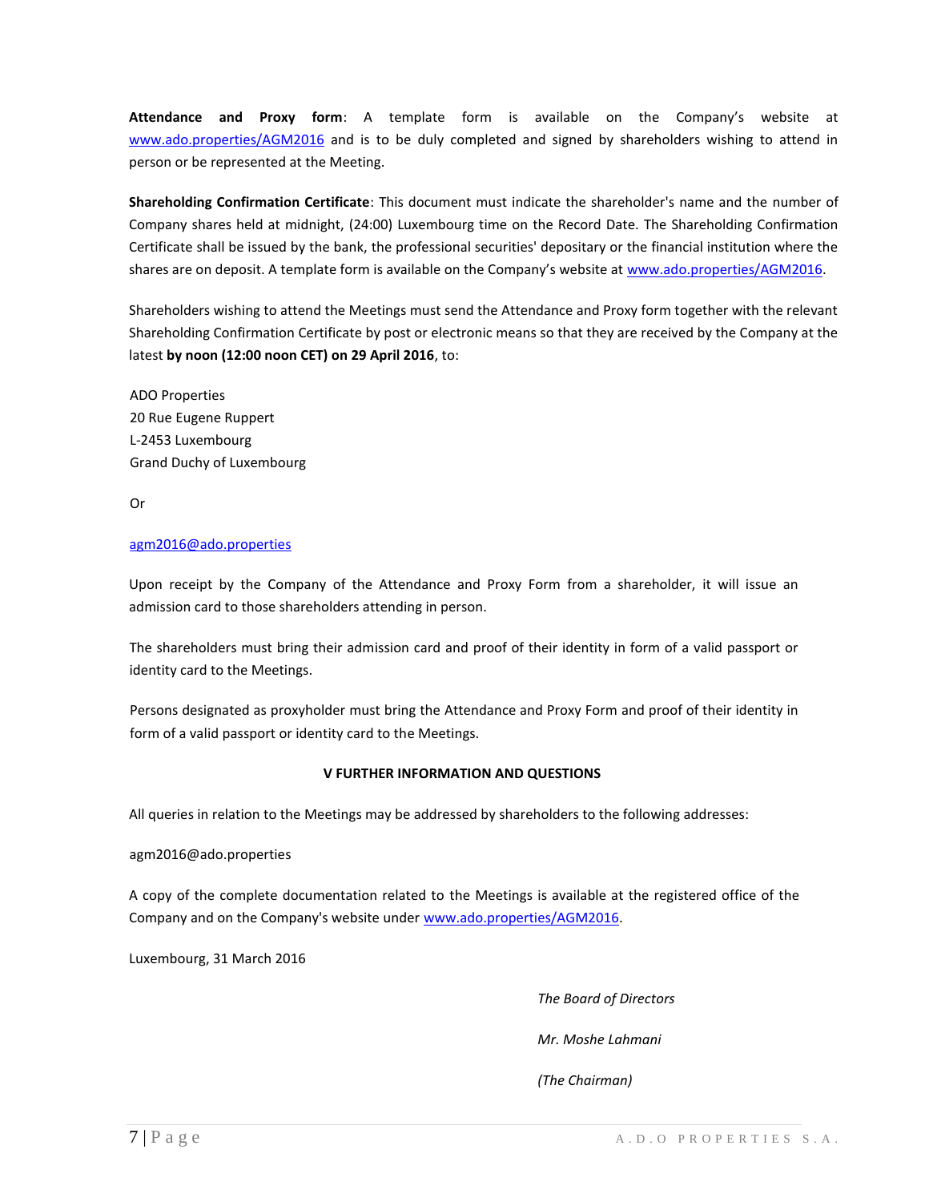**Attendance and Proxy form**: A template form is available on the Company's website at www.ado.properties/AGM2016 and is to be duly completed and signed by shareholders wishing to attend in person or be represented at the Meeting.

**Shareholding Confirmation Certificate**: This document must indicate the shareholder's name and the number of Company shares held at midnight, (24:00) Luxembourg time on the Record Date. The Shareholding Confirmation Certificate shall be issued by the bank, the professional securities' depositary or the financial institution where the shares are on deposit. A template form is available on the Company's website at www.ado.properties/AGM2016.

Shareholders wishing to attend the Meetings must send the Attendance and Proxy form together with the relevant Shareholding Confirmation Certificate by post or electronic means so that they are received by the Company at the latest **by noon (12:00 noon CET) on 29 April 2016**, to:

ADO Properties
20 Rue Eugene Ruppert
L-2453 Luxembourg
Grand Duchy of Luxembourg

Or

agm2016@ado.properties

Upon receipt by the Company of the Attendance and Proxy Form from a shareholder, it will issue an admission card to those shareholders attending in person.

The shareholders must bring their admission card and proof of their identity in form of a valid passport or identity card to the Meetings.

Persons designated as proxyholder must bring the Attendance and Proxy Form and proof of their identity in form of a valid passport or identity card to the Meetings.

## V FURTHER INFORMATION AND QUESTIONS

All queries in relation to the Meetings may be addressed by shareholders to the following addresses:

agm2016@ado.properties

A copy of the complete documentation related to the Meetings is available at the registered office of the Company and on the Company's website under www.ado.properties/AGM2016.

Luxembourg, 31 March 2016

*The Board of Directors*

*Mr. Moshe Lahmani*

*(The Chairman)*